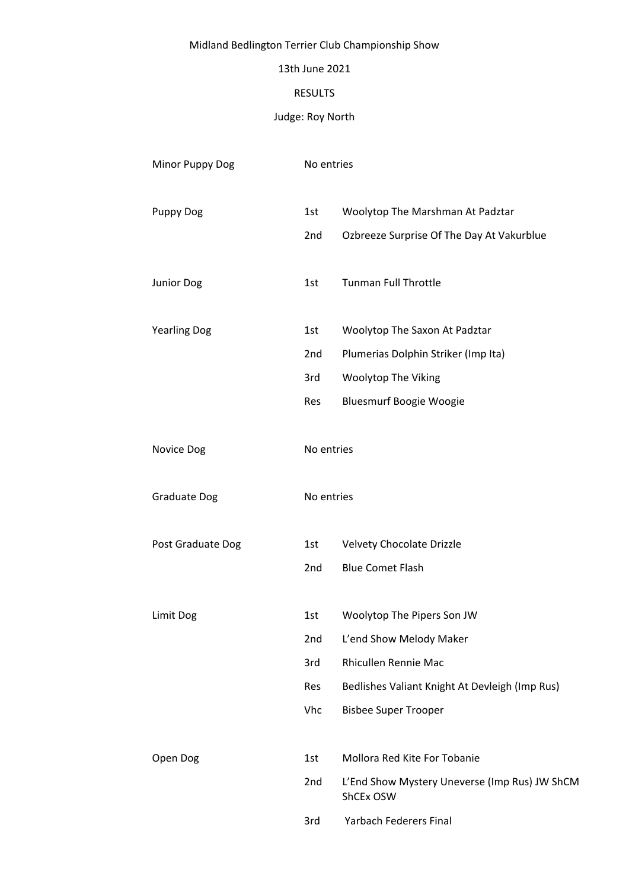Midland Bedlington Terrier Club Championship Show

13th June 2021

RESULTS

Judge: Roy North

| Class | Place | Name |
|---|---|---|
| Minor Puppy Dog | No entries | |
| Puppy Dog | 1st | Woolytop The Marshman At Padztar |
| | 2nd | Ozbreeze Surprise Of The Day At Vakurblue |
| Junior Dog | 1st | Tunman Full Throttle |
| Yearling Dog | 1st | Woolytop The Saxon At Padztar |
| | 2nd | Plumerias Dolphin Striker (Imp Ita) |
| | 3rd | Woolytop The Viking |
| | Res | Bluesmurf Boogie Woogie |
| Novice Dog | No entries | |
| Graduate Dog | No entries | |
| Post Graduate Dog | 1st | Velvety Chocolate Drizzle |
| | 2nd | Blue Comet Flash |
| Limit Dog | 1st | Woolytop The Pipers Son JW |
| | 2nd | L'end Show Melody Maker |
| | 3rd | Rhicullen Rennie Mac |
| | Res | Bedlishes Valiant Knight At Devleigh (Imp Rus) |
| | Vhc | Bisbee Super Trooper |
| Open Dog | 1st | Mollora Red Kite For Tobanie |
| | 2nd | L'End Show Mystery Uneverse (Imp Rus) JW ShCM ShCEx OSW |
| | 3rd | Yarbach Federers Final |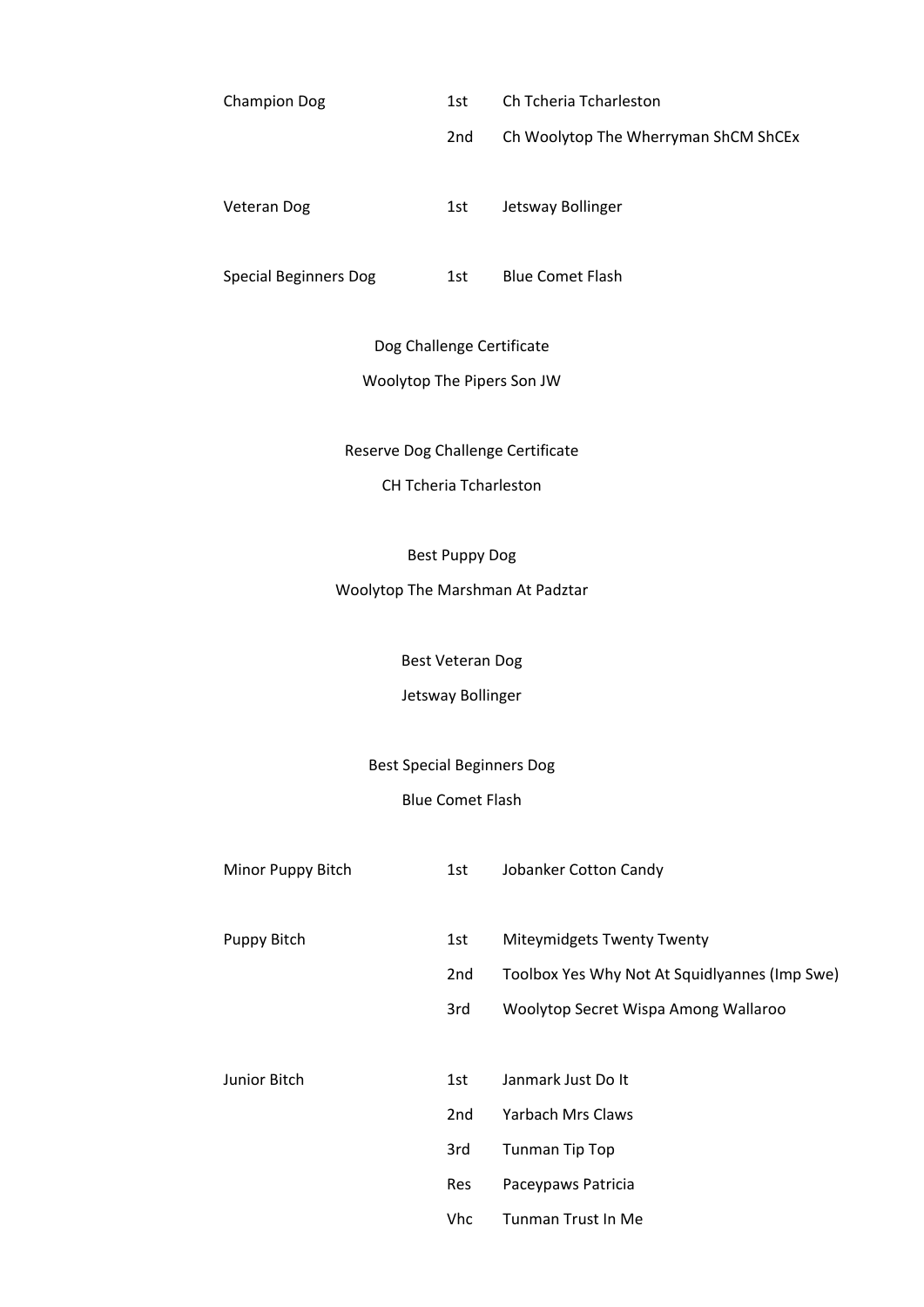| | | |
|---|---|---|
| Champion Dog | 1st | Ch Tcheria Tcharleston |
| | 2nd | Ch Woolytop The Wherryman ShCM ShCEx |
| Veteran Dog | 1st | Jetsway Bollinger |
| Special Beginners Dog | 1st | Blue Comet Flash |

Dog Challenge Certificate

Woolytop The Pipers Son JW

Reserve Dog Challenge Certificate

CH Tcheria Tcharleston

Best Puppy Dog

Woolytop The Marshman At Padztar

Best Veteran Dog

Jetsway Bollinger

Best Special Beginners Dog

Blue Comet Flash

| | | |
|---|---|---|
| Minor Puppy Bitch | 1st | Jobanker Cotton Candy |
| Puppy Bitch | 1st | Miteymidgets Twenty Twenty |
| | 2nd | Toolbox Yes Why Not At Squidlyannes (Imp Swe) |
| | 3rd | Woolytop Secret Wispa Among Wallaroo |
| Junior Bitch | 1st | Janmark Just Do It |
| | 2nd | Yarbach Mrs Claws |
| | 3rd | Tunman Tip Top |
| | Res | Paceypaws Patricia |
| | Vhc | Tunman Trust In Me |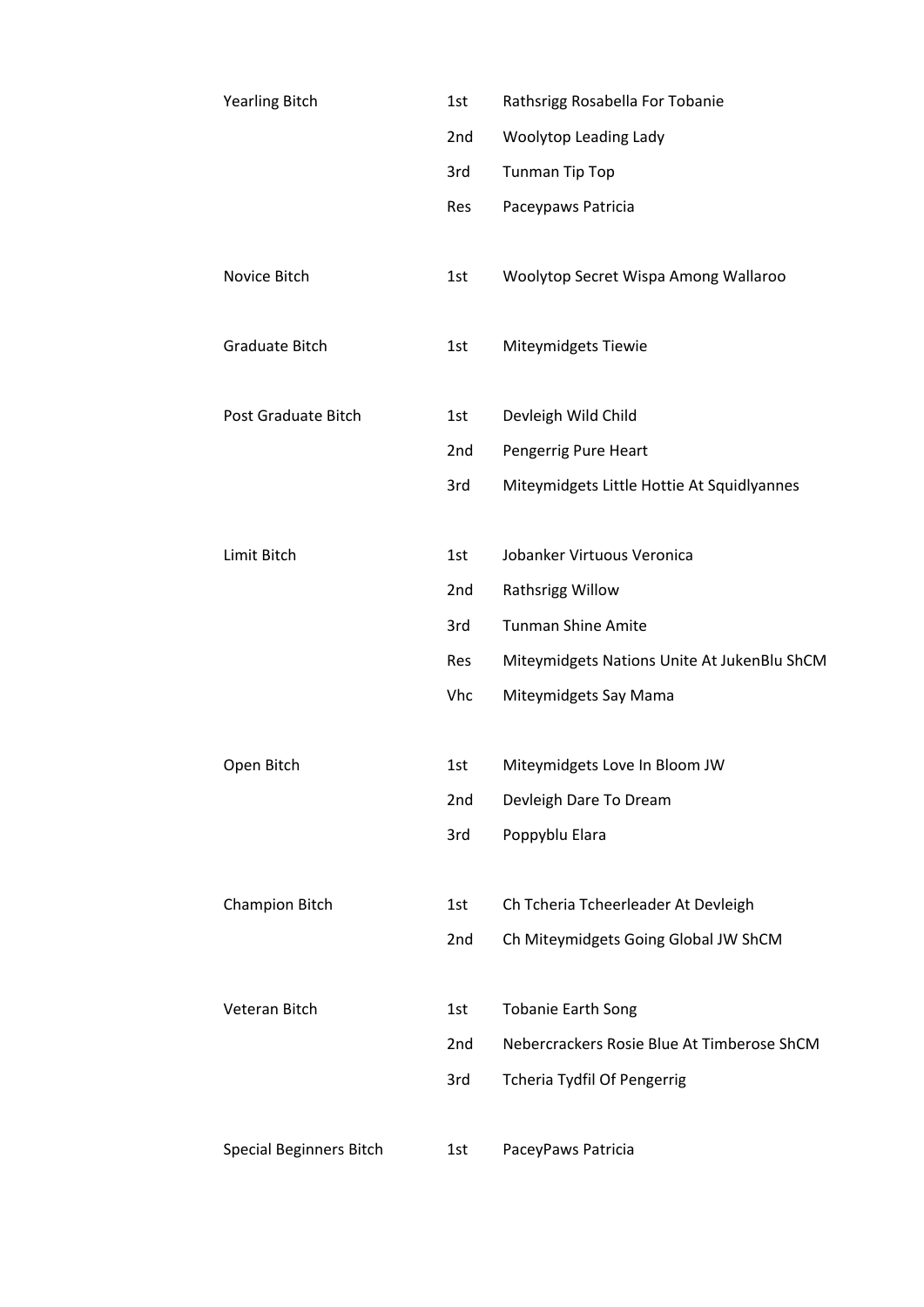| Class | Place | Name |
|---|---|---|
| Yearling Bitch | 1st | Rathsrigg Rosabella For Tobanie |
| | 2nd | Woolytop Leading Lady |
| | 3rd | Tunman Tip Top |
| | Res | Paceypaws Patricia |
| Novice Bitch | 1st | Woolytop Secret Wispa Among Wallaroo |
| Graduate Bitch | 1st | Miteymidgets Tiewie |
| Post Graduate Bitch | 1st | Devleigh Wild Child |
| | 2nd | Pengerrig Pure Heart |
| | 3rd | Miteymidgets Little Hottie At Squidlyannes |
| Limit Bitch | 1st | Jobanker Virtuous Veronica |
| | 2nd | Rathsrigg Willow |
| | 3rd | Tunman Shine Amite |
| | Res | Miteymidgets Nations Unite At JukenBlu ShCM |
| | Vhc | Miteymidgets Say Mama |
| Open Bitch | 1st | Miteymidgets Love In Bloom JW |
| | 2nd | Devleigh Dare To Dream |
| | 3rd | Poppyblu Elara |
| Champion Bitch | 1st | Ch Tcheria Tcheerleader At Devleigh |
| | 2nd | Ch Miteymidgets Going Global JW ShCM |
| Veteran Bitch | 1st | Tobanie Earth Song |
| | 2nd | Nebercrackers Rosie Blue At Timberose ShCM |
| | 3rd | Tcheria Tydfil Of Pengerrig |
| Special Beginners Bitch | 1st | PaceyPaws Patricia |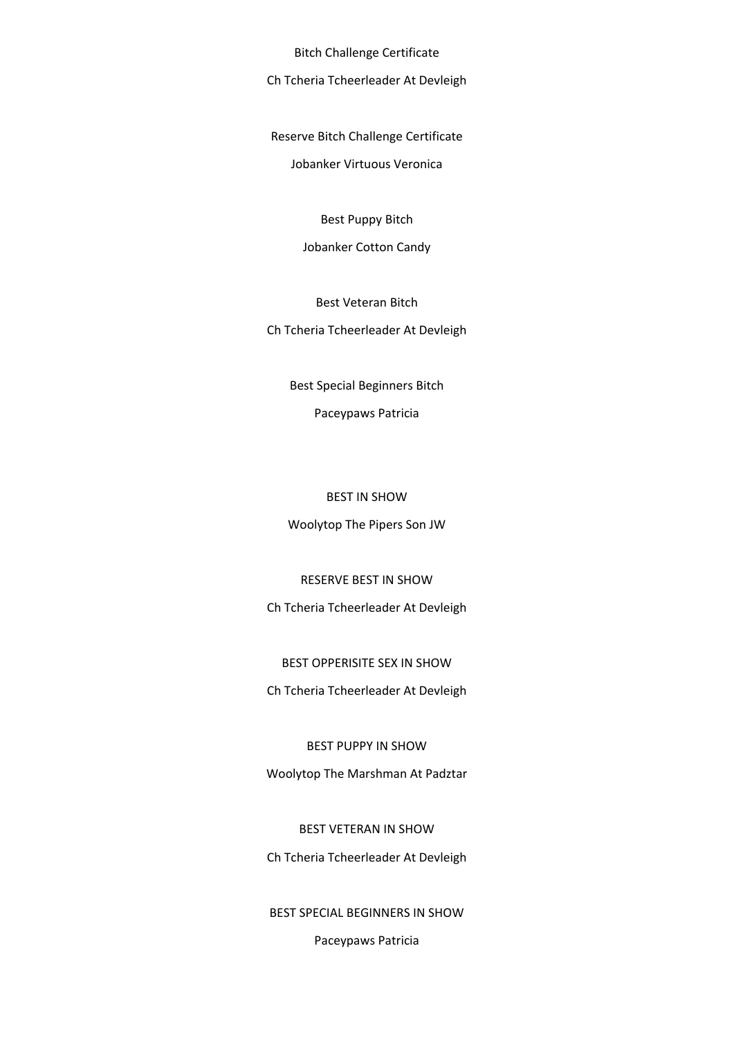Bitch Challenge Certificate

Ch Tcheria Tcheerleader At Devleigh

Reserve Bitch Challenge Certificate

Jobanker Virtuous Veronica

Best Puppy Bitch

Jobanker Cotton Candy

Best Veteran Bitch

Ch Tcheria Tcheerleader At Devleigh

Best Special Beginners Bitch

Paceypaws Patricia

BEST IN SHOW

Woolytop The Pipers Son JW

RESERVE BEST IN SHOW

Ch Tcheria Tcheerleader At Devleigh

BEST OPPERISITE SEX IN SHOW

Ch Tcheria Tcheerleader At Devleigh

BEST PUPPY IN SHOW

Woolytop The Marshman At Padztar

BEST VETERAN IN SHOW

Ch Tcheria Tcheerleader At Devleigh

BEST SPECIAL BEGINNERS IN SHOW

Paceypaws Patricia